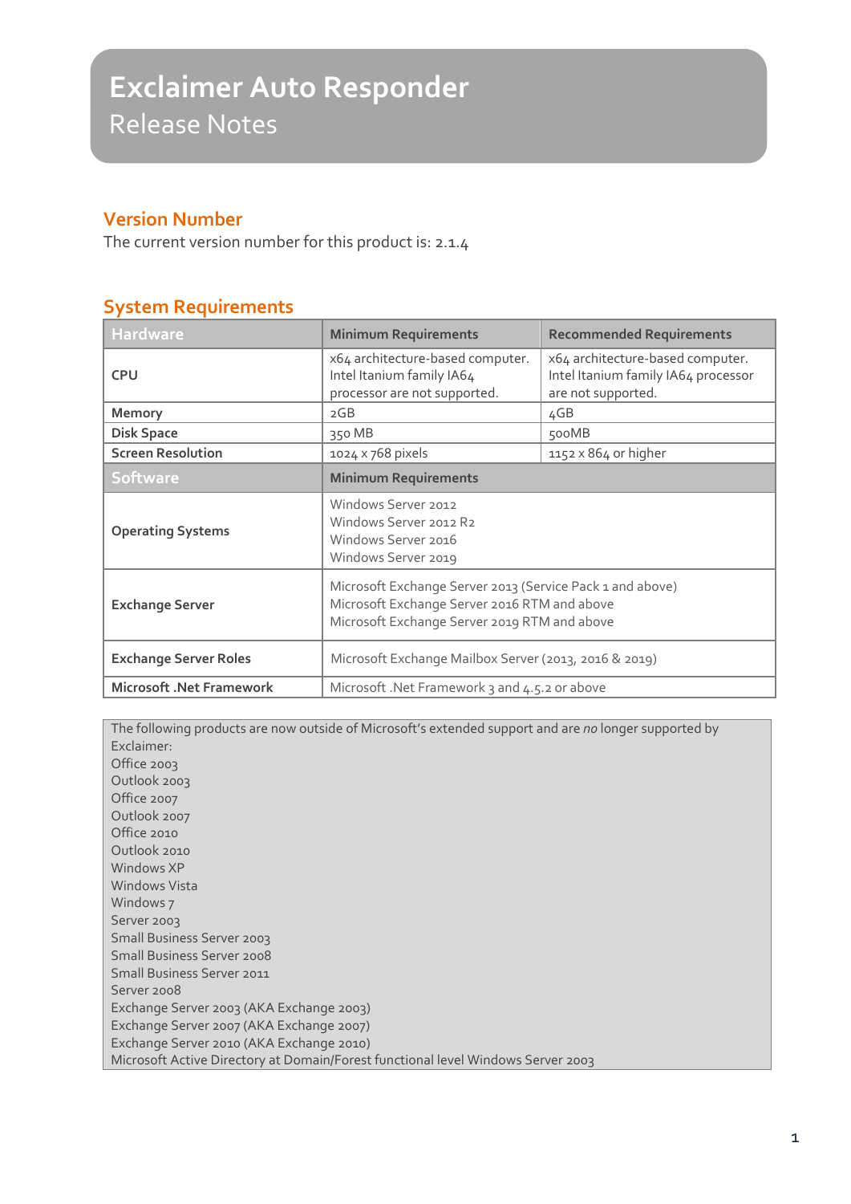# Exclaimer Auto Responder

Release Notes

## Version Number

The current version number for this product is: 2.1.4

## System Requirements

| Hardware | Minimum Requirements | Recommended Requirements |
|---|---|---|
| **CPU** | x64 architecture-based computer. Intel Itanium family IA64 processor are not supported. | x64 architecture-based computer. Intel Itanium family IA64 processor are not supported. |
| **Memory** | 2GB | 4GB |
| **Disk Space** | 350 MB | 500MB |
| **Screen Resolution** | 1024 x 768 pixels | 1152 x 864 or higher |
| **Software** | **Minimum Requirements** | |
| **Operating Systems** | Windows Server 2012<br>Windows Server 2012 R2<br>Windows Server 2016<br>Windows Server 2019 | |
| **Exchange Server** | Microsoft Exchange Server 2013 (Service Pack 1 and above)<br>Microsoft Exchange Server 2016 RTM and above<br>Microsoft Exchange Server 2019 RTM and above | |
| **Exchange Server Roles** | Microsoft Exchange Mailbox Server (2013, 2016 & 2019) | |
| **Microsoft .Net Framework** | Microsoft .Net Framework 3 and 4.5.2 or above | |

The following products are now outside of Microsoft's extended support and are *no* longer supported by Exclaimer:
Office 2003
Outlook 2003
Office 2007
Outlook 2007
Office 2010
Outlook 2010
Windows XP
Windows Vista
Windows 7
Server 2003
Small Business Server 2003
Small Business Server 2008
Small Business Server 2011
Server 2008
Exchange Server 2003 (AKA Exchange 2003)
Exchange Server 2007 (AKA Exchange 2007)
Exchange Server 2010 (AKA Exchange 2010)
Microsoft Active Directory at Domain/Forest functional level Windows Server 2003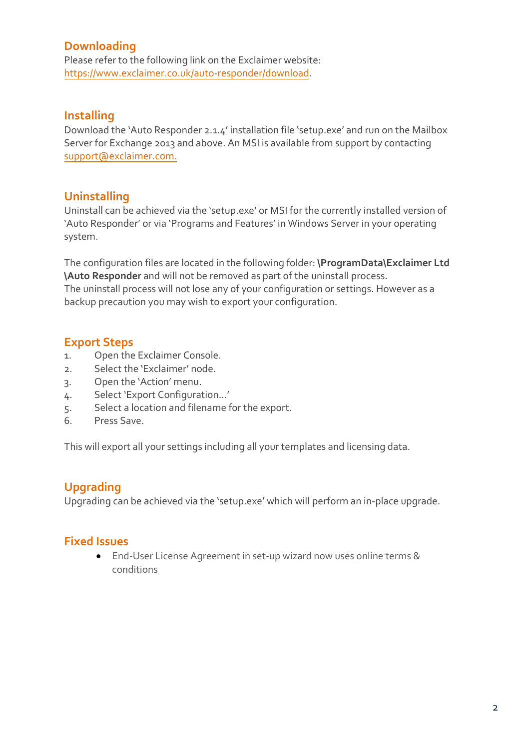## Downloading

Please refer to the following link on the Exclaimer website: [https://www.exclaimer.co.uk/auto-responder/download](https://www.exclaimer.co.uk/auto-responder/download).

## Installing

Download the 'Auto Responder 2.1.4' installation file 'setup.exe' and run on the Mailbox Server for Exchange 2013 and above. An MSI is available from support by contacting support@exclaimer.com.

## Uninstalling

Uninstall can be achieved via the 'setup.exe' or MSI for the currently installed version of 'Auto Responder' or via 'Programs and Features' in Windows Server in your operating system.

The configuration files are located in the following folder: **\ProgramData\Exclaimer Ltd \Auto Responder** and will not be removed as part of the uninstall process.
The uninstall process will not lose any of your configuration or settings. However as a backup precaution you may wish to export your configuration.

## Export Steps

1. Open the Exclaimer Console.
2. Select the 'Exclaimer' node.
3. Open the 'Action' menu.
4. Select 'Export Configuration...'
5. Select a location and filename for the export.
6. Press Save.

This will export all your settings including all your templates and licensing data.

## Upgrading

Upgrading can be achieved via the 'setup.exe' which will perform an in-place upgrade.

## Fixed Issues

- End-User License Agreement in set-up wizard now uses online terms & conditions